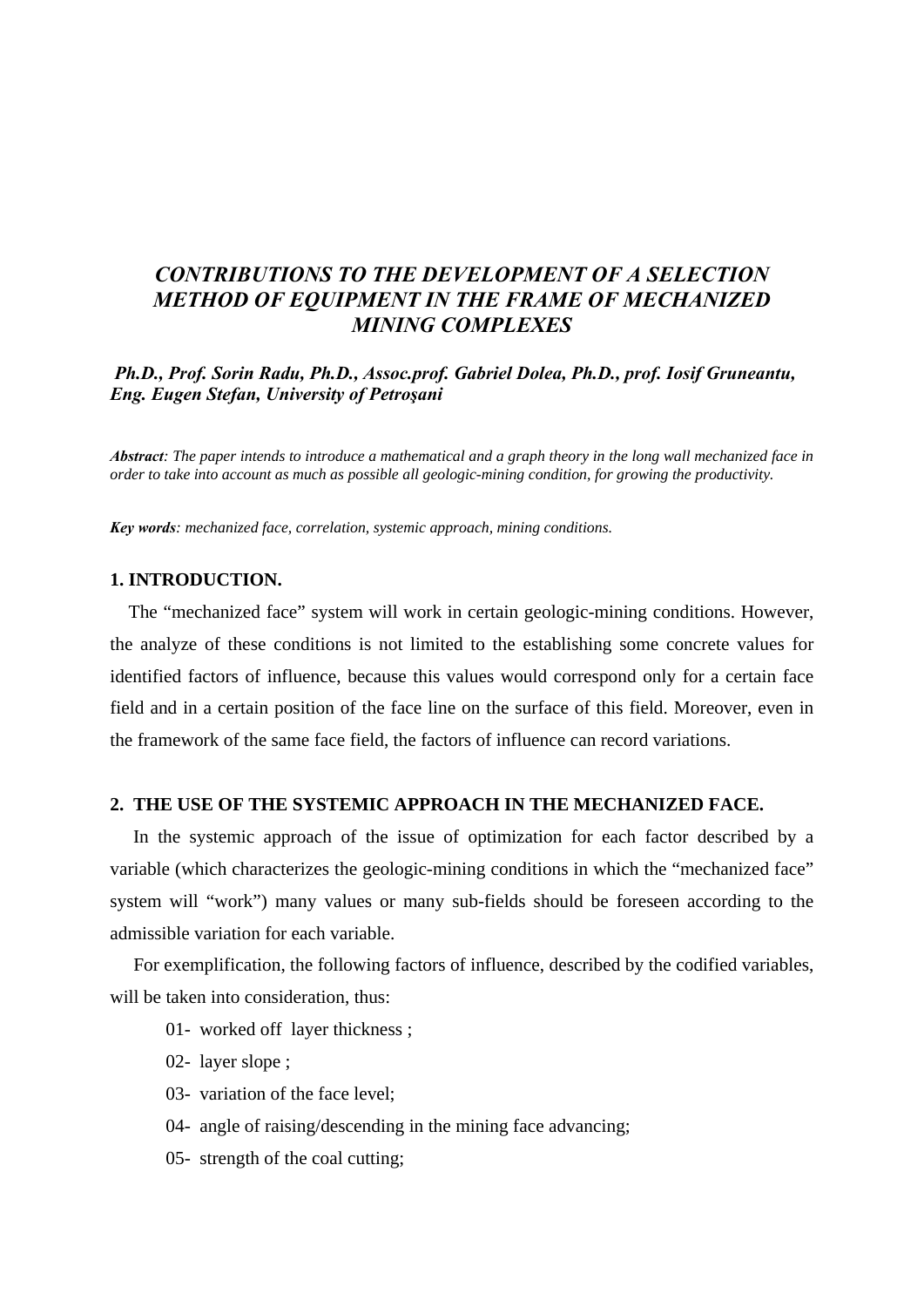# *CONTRIBUTIONS TO THE DEVELOPMENT OF A SELECTION METHOD OF EQUIPMENT IN THE FRAME OF MECHANIZED MINING COMPLEXES*

***Ph.D., Prof. Sorin Radu, Ph.D., Assoc.prof. Gabriel Dolea, Ph.D., prof. Iosif Gruneantu, Eng. Eugen Stefan, University of Petroşani***

***Abstract**: The paper intends to introduce a mathematical and a graph theory in the long wall mechanized face in order to take into account as much as possible all geologic-mining condition, for growing the productivity.*

***Key words**: mechanized face, correlation, systemic approach, mining conditions.*

## 1. INTRODUCTION.

The “mechanized face” system will work in certain geologic-mining conditions. However, the analyze of these conditions is not limited to the establishing some concrete values for identified factors of influence, because this values would correspond only for a certain face field and in a certain position of the face line on the surface of this field. Moreover, even in the framework of the same face field, the factors of influence can record variations.

## 2. THE USE OF THE SYSTEMIC APPROACH IN THE MECHANIZED FACE.

In the systemic approach of the issue of optimization for each factor described by a variable (which characterizes the geologic-mining conditions in which the “mechanized face” system will “work”) many values or many sub-fields should be foreseen according to the admissible variation for each variable.

For exemplification, the following factors of influence, described by the codified variables, will be taken into consideration, thus:

01- worked off layer thickness ;

02- layer slope ;

03- variation of the face level;

04- angle of raising/descending in the mining face advancing;

05- strength of the coal cutting;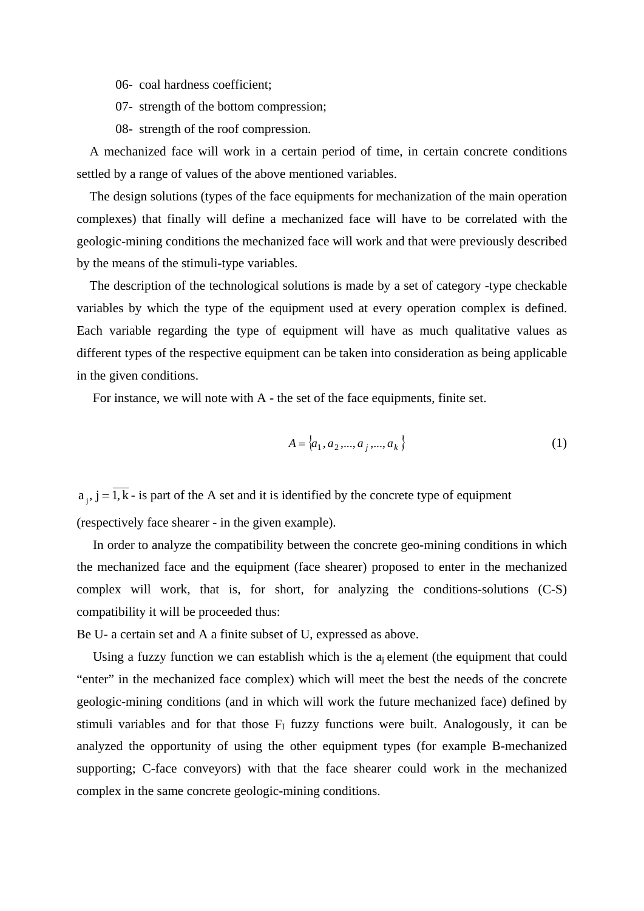06- coal hardness coefficient;

07- strength of the bottom compression;

08- strength of the roof compression.

A mechanized face will work in a certain period of time, in certain concrete conditions settled by a range of values of the above mentioned variables.

The design solutions (types of the face equipments for mechanization of the main operation complexes) that finally will define a mechanized face will have to be correlated with the geologic-mining conditions the mechanized face will work and that were previously described by the means of the stimuli-type variables.

The description of the technological solutions is made by a set of category -type checkable variables by which the type of the equipment used at every operation complex is defined. Each variable regarding the type of equipment will have as much qualitative values as different types of the respective equipment can be taken into consideration as being applicable in the given conditions.

For instance, we will note with A - the set of the face equipments, finite set.

$$A = \{a_1, a_2, ..., a_j, ..., a_k\} \tag{1}$$

$a_j$, $j = \overline{1, k}$ - is part of the A set and it is identified by the concrete type of equipment (respectively face shearer - in the given example).

In order to analyze the compatibility between the concrete geo-mining conditions in which the mechanized face and the equipment (face shearer) proposed to enter in the mechanized complex will work, that is, for short, for analyzing the conditions-solutions (C-S) compatibility it will be proceeded thus:

Be U- a certain set and A a finite subset of U, expressed as above.

Using a fuzzy function we can establish which is the $a_j$ element (the equipment that could "enter" in the mechanized face complex) which will meet the best the needs of the concrete geologic-mining conditions (and in which will work the future mechanized face) defined by stimuli variables and for that those $F_l$ fuzzy functions were built. Analogously, it can be analyzed the opportunity of using the other equipment types (for example B-mechanized supporting; C-face conveyors) with that the face shearer could work in the mechanized complex in the same concrete geologic-mining conditions.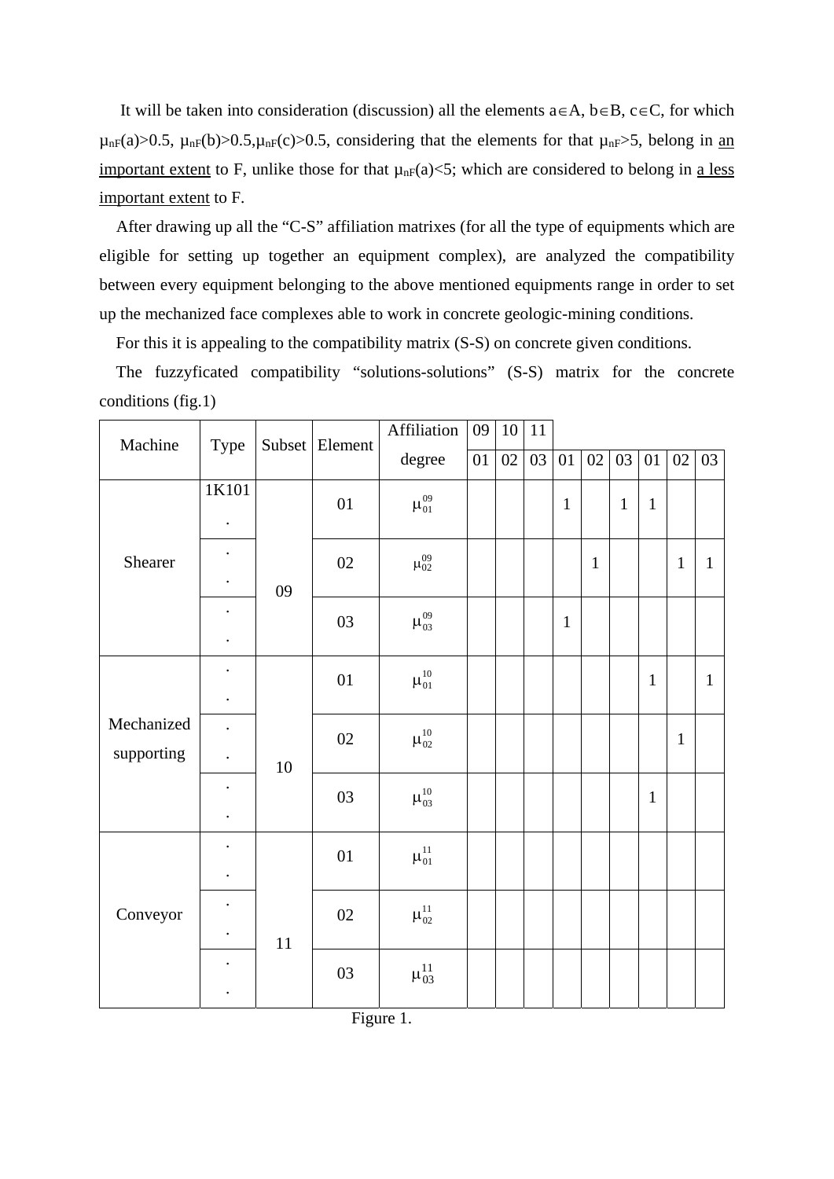It will be taken into consideration (discussion) all the elements $a \in A$, $b \in B$, $c \in C$, for which $\mu_{nF}(a)>0.5$, $\mu_{nF}(b)>0.5$,$\mu_{nF}(c)>0.5$, considering that the elements for that $\mu_{nF}>5$, belong in <u>an important extent</u> to F, unlike those for that $\mu_{nF}(a)<5$; which are considered to belong in <u>a less important extent</u> to F.

After drawing up all the "C-S" affiliation matrixes (for all the type of equipments which are eligible for setting up together an equipment complex), are analyzed the compatibility between every equipment belonging to the above mentioned equipments range in order to set up the mechanized face complexes able to work in concrete geologic-mining conditions.

For this it is appealing to the compatibility matrix (S-S) on concrete given conditions.

The fuzzyficated compatibility "solutions-solutions" (S-S) matrix for the concrete conditions (fig.1)

| Machine | Type | Subset | Element | Affiliation degree | 09 | 10 | 11 | | | | | | |
|---|---|---|---|---|---|---|---|---|---|---|---|---|---|
| | | | | | 01 | 02 | 03 | 01 | 02 | 03 | 01 | 02 | 03 |
| Shearer | 1K101 . | 09 | 01 | $\mu_{01}^{09}$ | | | | 1 | | 1 | 1 | | |
| | . . | | 02 | $\mu_{02}^{09}$ | | | | | 1 | | | 1 | 1 |
| | . . | | 03 | $\mu_{03}^{09}$ | | | | 1 | | | | | |
| Mechanized supporting | . . | 10 | 01 | $\mu_{01}^{10}$ | | | | | | | 1 | | 1 |
| | . . | | 02 | $\mu_{02}^{10}$ | | | | | | | | 1 | |
| | . . | | 03 | $\mu_{03}^{10}$ | | | | | | | 1 | | |
| Conveyor | . . | 11 | 01 | $\mu_{01}^{11}$ | | | | | | | | | |
| | . . | | 02 | $\mu_{02}^{11}$ | | | | | | | | | |
| | . . | | 03 | $\mu_{03}^{11}$ | | | | | | | | | |

Figure 1.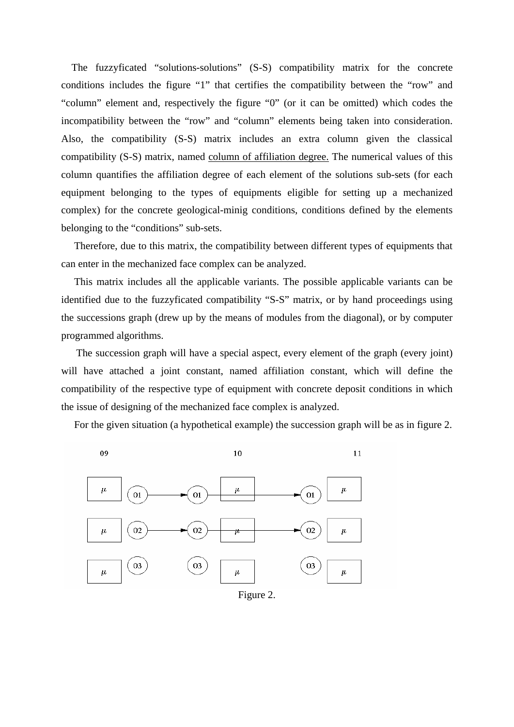The fuzzyficated "solutions-solutions" (S-S) compatibility matrix for the concrete conditions includes the figure "1" that certifies the compatibility between the "row" and "column" element and, respectively the figure "0" (or it can be omitted) which codes the incompatibility between the "row" and "column" elements being taken into consideration. Also, the compatibility (S-S) matrix includes an extra column given the classical compatibility (S-S) matrix, named <u>column of affiliation degree.</u> The numerical values of this column quantifies the affiliation degree of each element of the solutions sub-sets (for each equipment belonging to the types of equipments eligible for setting up a mechanized complex) for the concrete geological-minig conditions, conditions defined by the elements belonging to the "conditions" sub-sets.

Therefore, due to this matrix, the compatibility between different types of equipments that can enter in the mechanized face complex can be analyzed.

This matrix includes all the applicable variants. The possible applicable variants can be identified due to the fuzzyficated compatibility "S-S" matrix, or by hand proceedings using the successions graph (drew up by the means of modules from the diagonal), or by computer programmed algorithms.

The succession graph will have a special aspect, every element of the graph (every joint) will have attached a joint constant, named affiliation constant, which will define the compatibility of the respective type of equipment with concrete deposit conditions in which the issue of designing of the mechanized face complex is analyzed.

For the given situation (a hypothetical example) the succession graph will be as in figure 2.

Figure 2.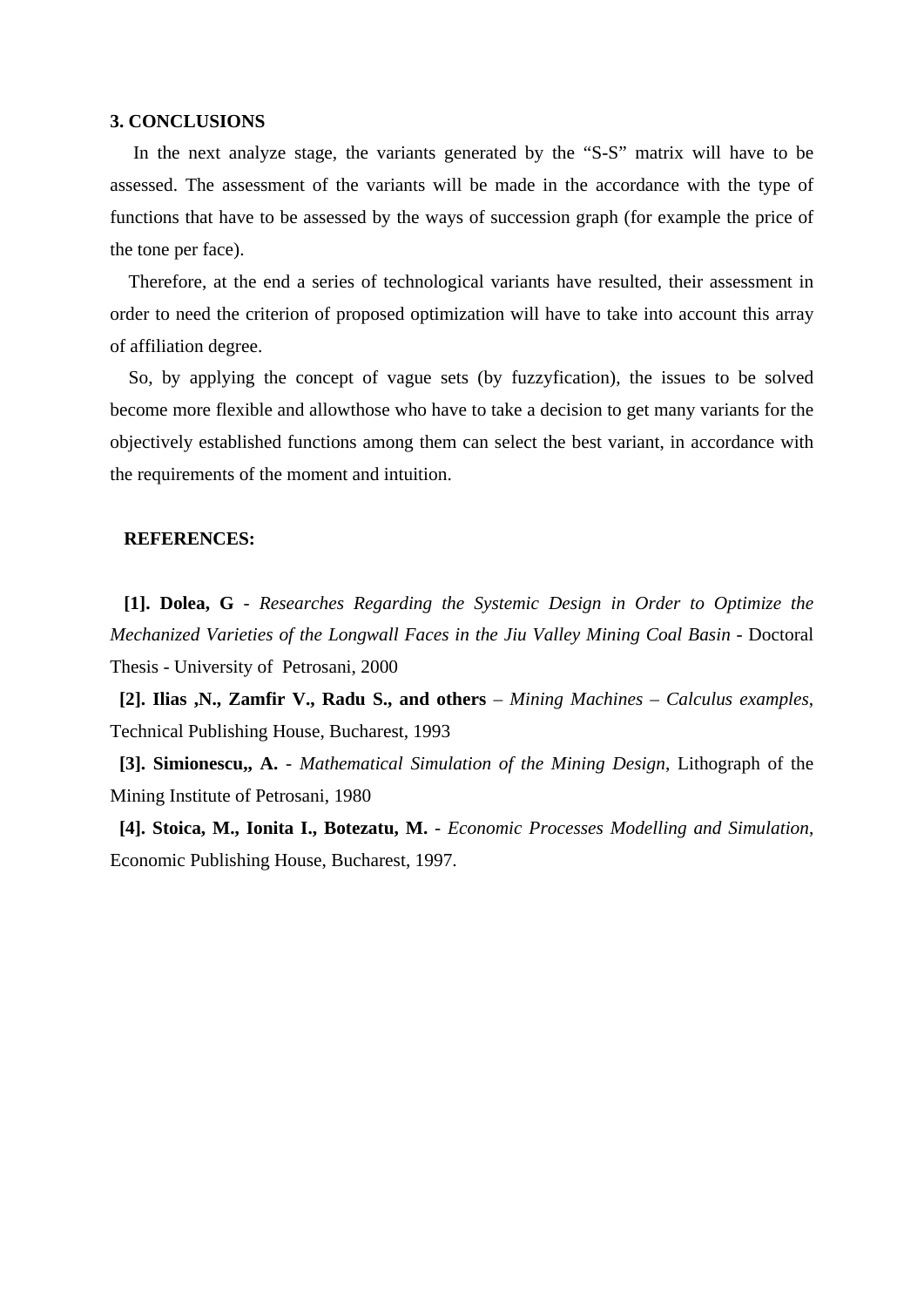## 3. CONCLUSIONS

In the next analyze stage, the variants generated by the “S-S” matrix will have to be assessed. The assessment of the variants will be made in the accordance with the type of functions that have to be assessed by the ways of succession graph (for example the price of the tone per face).

Therefore, at the end a series of technological variants have resulted, their assessment in order to need the criterion of proposed optimization will have to take into account this array of affiliation degree.

So, by applying the concept of vague sets (by fuzzyfication), the issues to be solved become more flexible and allowthose who have to take a decision to get many variants for the objectively established functions among them can select the best variant, in accordance with the requirements of the moment and intuition.

## REFERENCES:

**[1]. Dolea, G** - *Researches Regarding the Systemic Design in Order to Optimize the Mechanized Varieties of the Longwall Faces in the Jiu Valley Mining Coal Basin* - Doctoral Thesis - University of Petrosani, 2000

**[2]. Ilias ,N., Zamfir V., Radu S., and others** – *Mining Machines – Calculus examples*, Technical Publishing House, Bucharest, 1993

**[3]. Simionescu,, A.** - *Mathematical Simulation of the Mining Design*, Lithograph of the Mining Institute of Petrosani, 1980

**[4]. Stoica, M., Ionita I., Botezatu, M.** - *Economic Processes Modelling and Simulation*, Economic Publishing House, Bucharest, 1997.